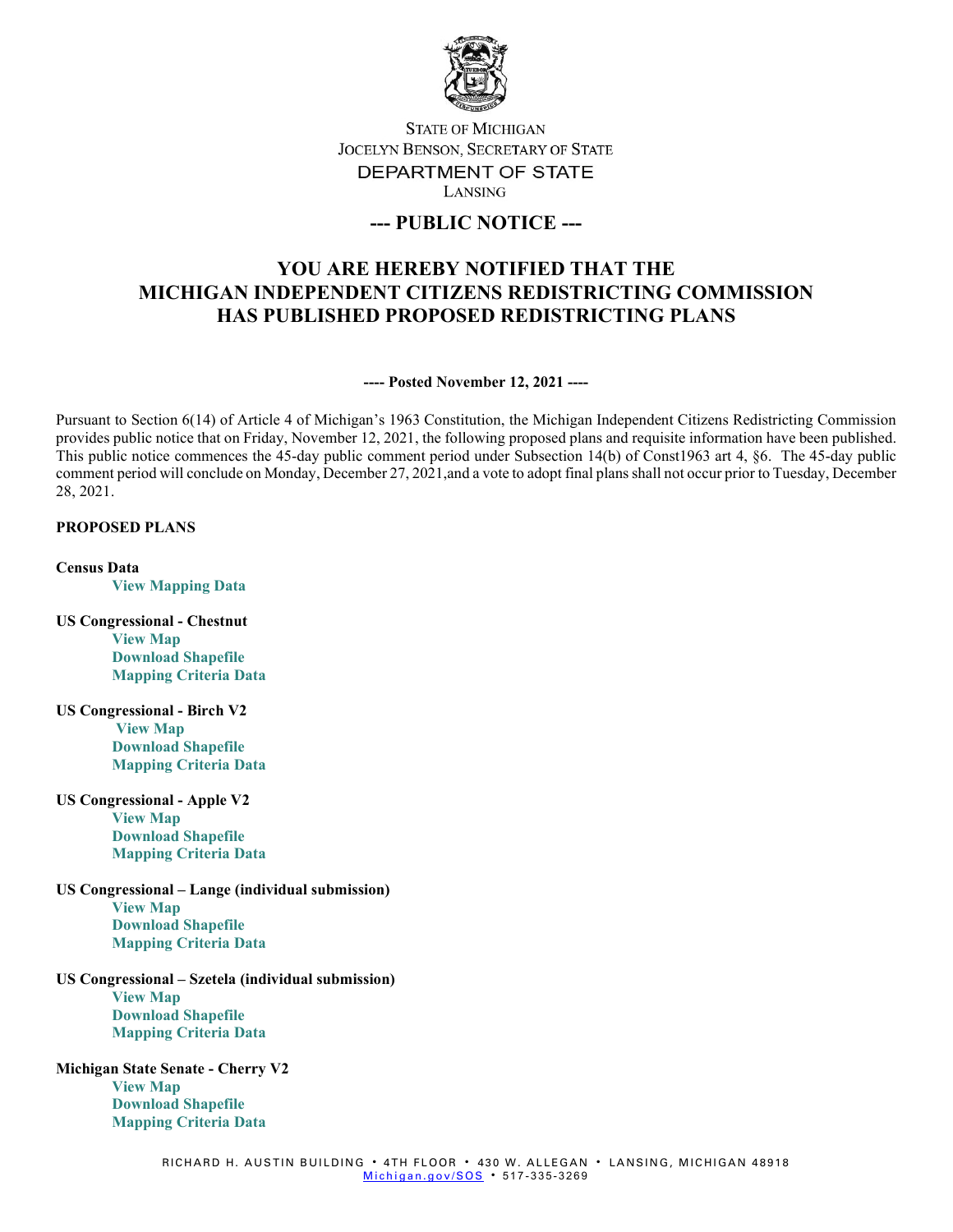STATE OF MICHIGAN
JOCELYN BENSON, SECRETARY OF STATE
DEPARTMENT OF STATE
LANSING

## --- PUBLIC NOTICE ---

# YOU ARE HEREBY NOTIFIED THAT THE MICHIGAN INDEPENDENT CITIZENS REDISTRICTING COMMISSION HAS PUBLISHED PROPOSED REDISTRICTING PLANS

**---- Posted November 12, 2021 ----**

Pursuant to Section 6(14) of Article 4 of Michigan's 1963 Constitution, the Michigan Independent Citizens Redistricting Commission provides public notice that on Friday, November 12, 2021, the following proposed plans and requisite information have been published. This public notice commences the 45-day public comment period under Subsection 14(b) of Const1963 art 4, §6. The 45-day public comment period will conclude on Monday, December 27, 2021,and a vote to adopt final plans shall not occur prior to Tuesday, December 28, 2021.

**PROPOSED PLANS**

**Census Data**
- **View Mapping Data**

**US Congressional - Chestnut**
- **View Map**
- **Download Shapefile**
- **Mapping Criteria Data**

**US Congressional - Birch V2**
- **View Map**
- **Download Shapefile**
- **Mapping Criteria Data**

**US Congressional - Apple V2**
- **View Map**
- **Download Shapefile**
- **Mapping Criteria Data**

**US Congressional – Lange (individual submission)**
- **View Map**
- **Download Shapefile**
- **Mapping Criteria Data**

**US Congressional – Szetela (individual submission)**
- **View Map**
- **Download Shapefile**
- **Mapping Criteria Data**

**Michigan State Senate - Cherry V2**
- **View Map**
- **Download Shapefile**
- **Mapping Criteria Data**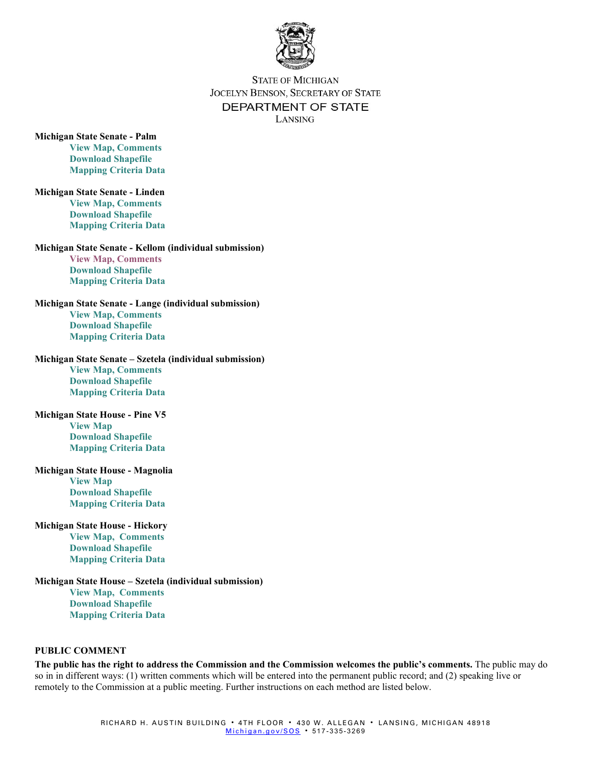**Michigan State Senate - Palm**

- View Map, Comments
- Download Shapefile
- Mapping Criteria Data

**Michigan State Senate - Linden**

- View Map, Comments
- Download Shapefile
- Mapping Criteria Data

**Michigan State Senate - Kellom (individual submission)**

- View Map, Comments
- Download Shapefile
- Mapping Criteria Data

**Michigan State Senate - Lange (individual submission)**

- View Map, Comments
- Download Shapefile
- Mapping Criteria Data

**Michigan State Senate – Szetela (individual submission)**

- View Map, Comments
- Download Shapefile
- Mapping Criteria Data

**Michigan State House - Pine V5**

- View Map
- Download Shapefile
- Mapping Criteria Data

**Michigan State House - Magnolia**

- View Map
- Download Shapefile
- Mapping Criteria Data

**Michigan State House - Hickory**

- View Map, Comments
- Download Shapefile
- Mapping Criteria Data

**Michigan State House – Szetela (individual submission)**

- View Map, Comments
- Download Shapefile
- Mapping Criteria Data

## PUBLIC COMMENT

**The public has the right to address the Commission and the Commission welcomes the public's comments.** The public may do so in in different ways: (1) written comments which will be entered into the permanent public record; and (2) speaking live or remotely to the Commission at a public meeting. Further instructions on each method are listed below.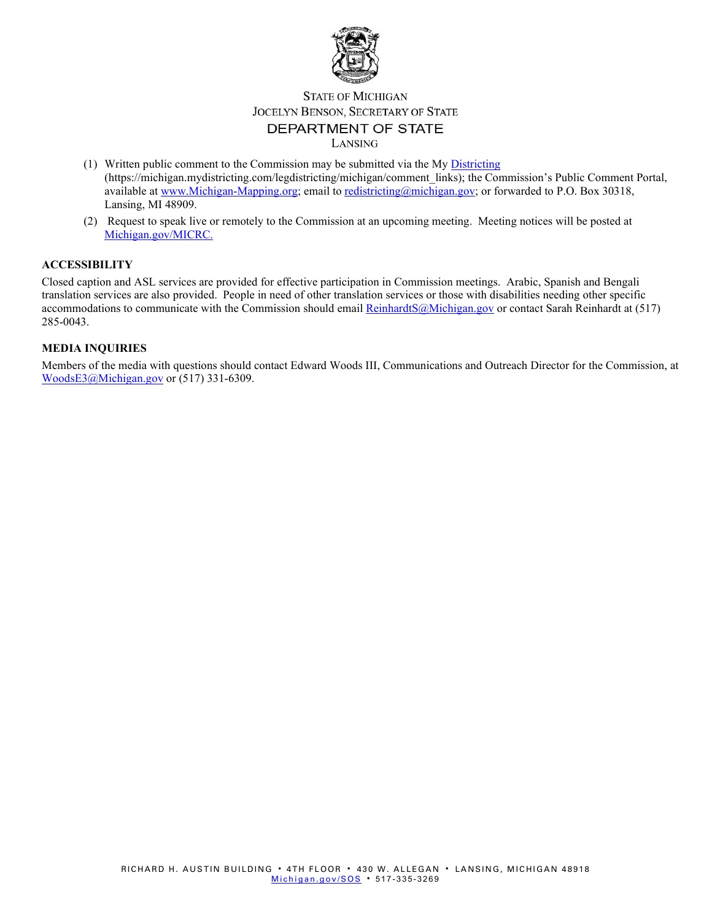STATE OF MICHIGAN
JOCELYN BENSON, SECRETARY OF STATE
DEPARTMENT OF STATE
LANSING

(1) Written public comment to the Commission may be submitted via the My Districting (https://michigan.mydistricting.com/legdistricting/michigan/comment_links); the Commission's Public Comment Portal, available at www.Michigan-Mapping.org; email to redistricting@michigan.gov; or forwarded to P.O. Box 30318, Lansing, MI 48909.

(2) Request to speak live or remotely to the Commission at an upcoming meeting. Meeting notices will be posted at Michigan.gov/MICRC.

**ACCESSIBILITY**

Closed caption and ASL services are provided for effective participation in Commission meetings. Arabic, Spanish and Bengali translation services are also provided. People in need of other translation services or those with disabilities needing other specific accommodations to communicate with the Commission should email ReinhardtS@Michigan.gov or contact Sarah Reinhardt at (517) 285-0043.

**MEDIA INQUIRIES**

Members of the media with questions should contact Edward Woods III, Communications and Outreach Director for the Commission, at WoodsE3@Michigan.gov or (517) 331-6309.

RICHARD H. AUSTIN BUILDING • 4TH FLOOR • 430 W. ALLEGAN • LANSING, MICHIGAN 48918
Michigan.gov/SOS • 517-335-3269